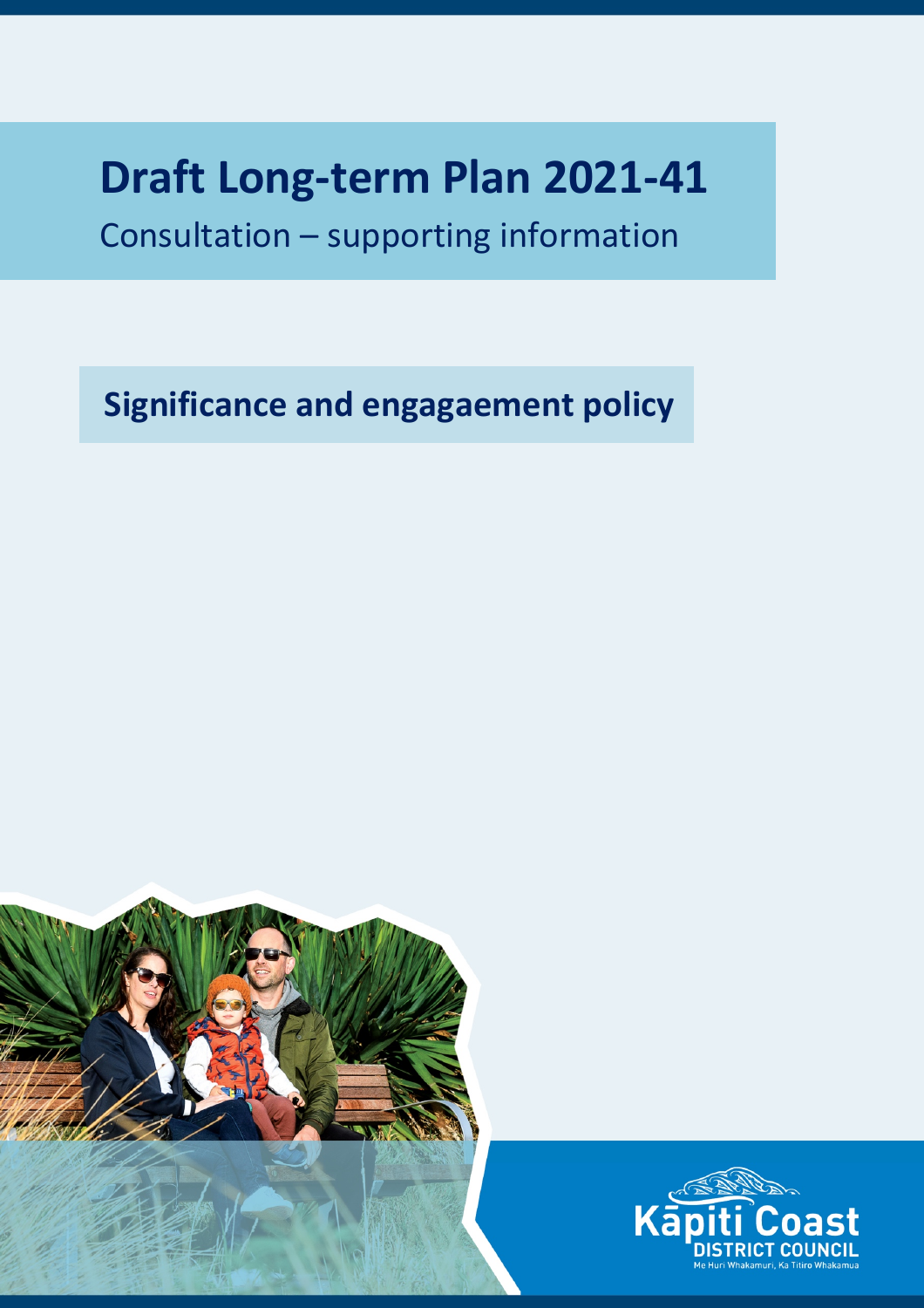# Draft Long-term Plan 2021-41

Consultation – supporting information

## Significance and engagaement policy

Kāpiti Coast DISTRICT COUNCIL

Me Huri Whakamuri, Ka Titiro Whakamua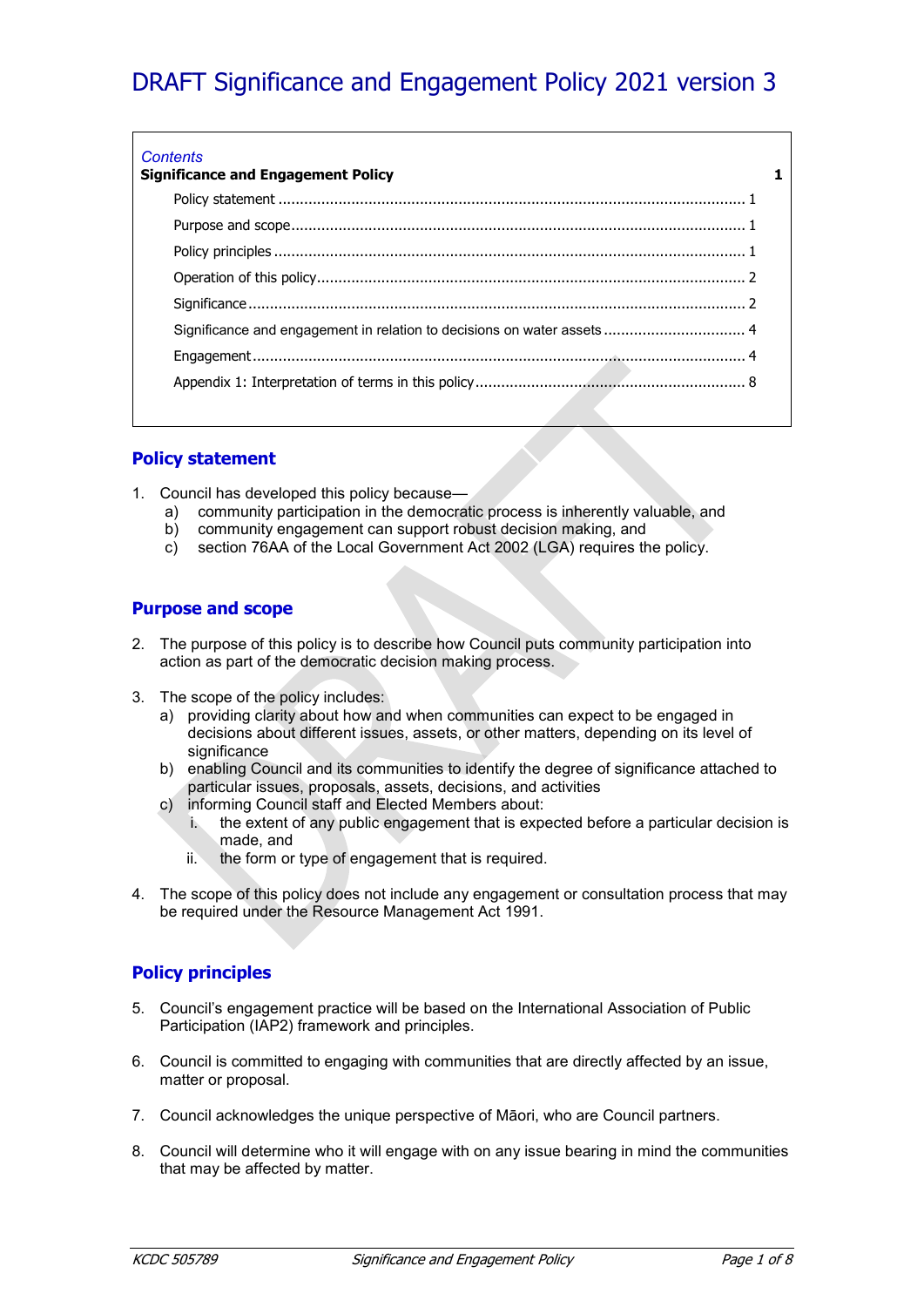# DRAFT Significance and Engagement Policy 2021 version 3

*Contents*

**Significance and Engagement Policy** **1**

- Policy statement ........................................................ 1
- Purpose and scope ........................................................ 1
- Policy principles ........................................................ 1
- Operation of this policy ........................................................ 2
- Significance ........................................................ 2
- Significance and engagement in relation to decisions on water assets ........................................................ 4
- Engagement ........................................................ 4
- Appendix 1: Interpretation of terms in this policy ........................................................ 8

## Policy statement

1. Council has developed this policy because—
   a) community participation in the democratic process is inherently valuable, and
   b) community engagement can support robust decision making, and
   c) section 76AA of the Local Government Act 2002 (LGA) requires the policy.

## Purpose and scope

2. The purpose of this policy is to describe how Council puts community participation into action as part of the democratic decision making process.

3. The scope of the policy includes:
   a) providing clarity about how and when communities can expect to be engaged in decisions about different issues, assets, or other matters, depending on its level of significance
   b) enabling Council and its communities to identify the degree of significance attached to particular issues, proposals, assets, decisions, and activities
   c) informing Council staff and Elected Members about:
      i. the extent of any public engagement that is expected before a particular decision is made, and
      ii. the form or type of engagement that is required.

4. The scope of this policy does not include any engagement or consultation process that may be required under the Resource Management Act 1991.

## Policy principles

5. Council's engagement practice will be based on the International Association of Public Participation (IAP2) framework and principles.

6. Council is committed to engaging with communities that are directly affected by an issue, matter or proposal.

7. Council acknowledges the unique perspective of Māori, who are Council partners.

8. Council will determine who it will engage with on any issue bearing in mind the communities that may be affected by matter.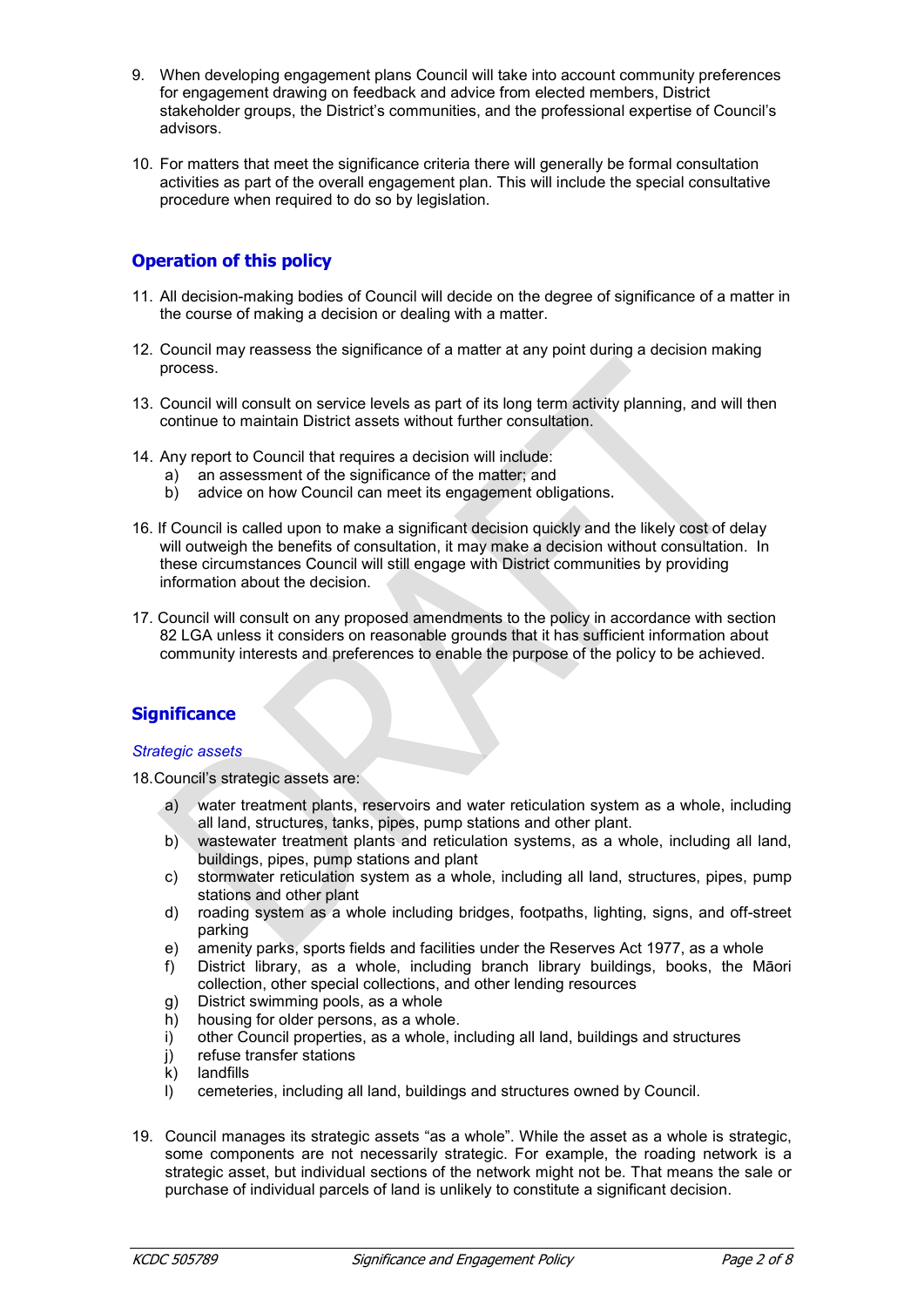9. When developing engagement plans Council will take into account community preferences for engagement drawing on feedback and advice from elected members, District stakeholder groups, the District's communities, and the professional expertise of Council's advisors.

10. For matters that meet the significance criteria there will generally be formal consultation activities as part of the overall engagement plan. This will include the special consultative procedure when required to do so by legislation.

## Operation of this policy

11. All decision-making bodies of Council will decide on the degree of significance of a matter in the course of making a decision or dealing with a matter.

12. Council may reassess the significance of a matter at any point during a decision making process.

13. Council will consult on service levels as part of its long term activity planning, and will then continue to maintain District assets without further consultation.

14. Any report to Council that requires a decision will include:
    a) an assessment of the significance of the matter; and
    b) advice on how Council can meet its engagement obligations.

16. If Council is called upon to make a significant decision quickly and the likely cost of delay will outweigh the benefits of consultation, it may make a decision without consultation. In these circumstances Council will still engage with District communities by providing information about the decision.

17. Council will consult on any proposed amendments to the policy in accordance with section 82 LGA unless it considers on reasonable grounds that it has sufficient information about community interests and preferences to enable the purpose of the policy to be achieved.

## Significance

*Strategic assets*

18. Council's strategic assets are:
    a) water treatment plants, reservoirs and water reticulation system as a whole, including all land, structures, tanks, pipes, pump stations and other plant.
    b) wastewater treatment plants and reticulation systems, as a whole, including all land, buildings, pipes, pump stations and plant
    c) stormwater reticulation system as a whole, including all land, structures, pipes, pump stations and other plant
    d) roading system as a whole including bridges, footpaths, lighting, signs, and off-street parking
    e) amenity parks, sports fields and facilities under the Reserves Act 1977, as a whole
    f) District library, as a whole, including branch library buildings, books, the Māori collection, other special collections, and other lending resources
    g) District swimming pools, as a whole
    h) housing for older persons, as a whole.
    i) other Council properties, as a whole, including all land, buildings and structures
    j) refuse transfer stations
    k) landfills
    l) cemeteries, including all land, buildings and structures owned by Council.

19. Council manages its strategic assets "as a whole". While the asset as a whole is strategic, some components are not necessarily strategic. For example, the roading network is a strategic asset, but individual sections of the network might not be. That means the sale or purchase of individual parcels of land is unlikely to constitute a significant decision.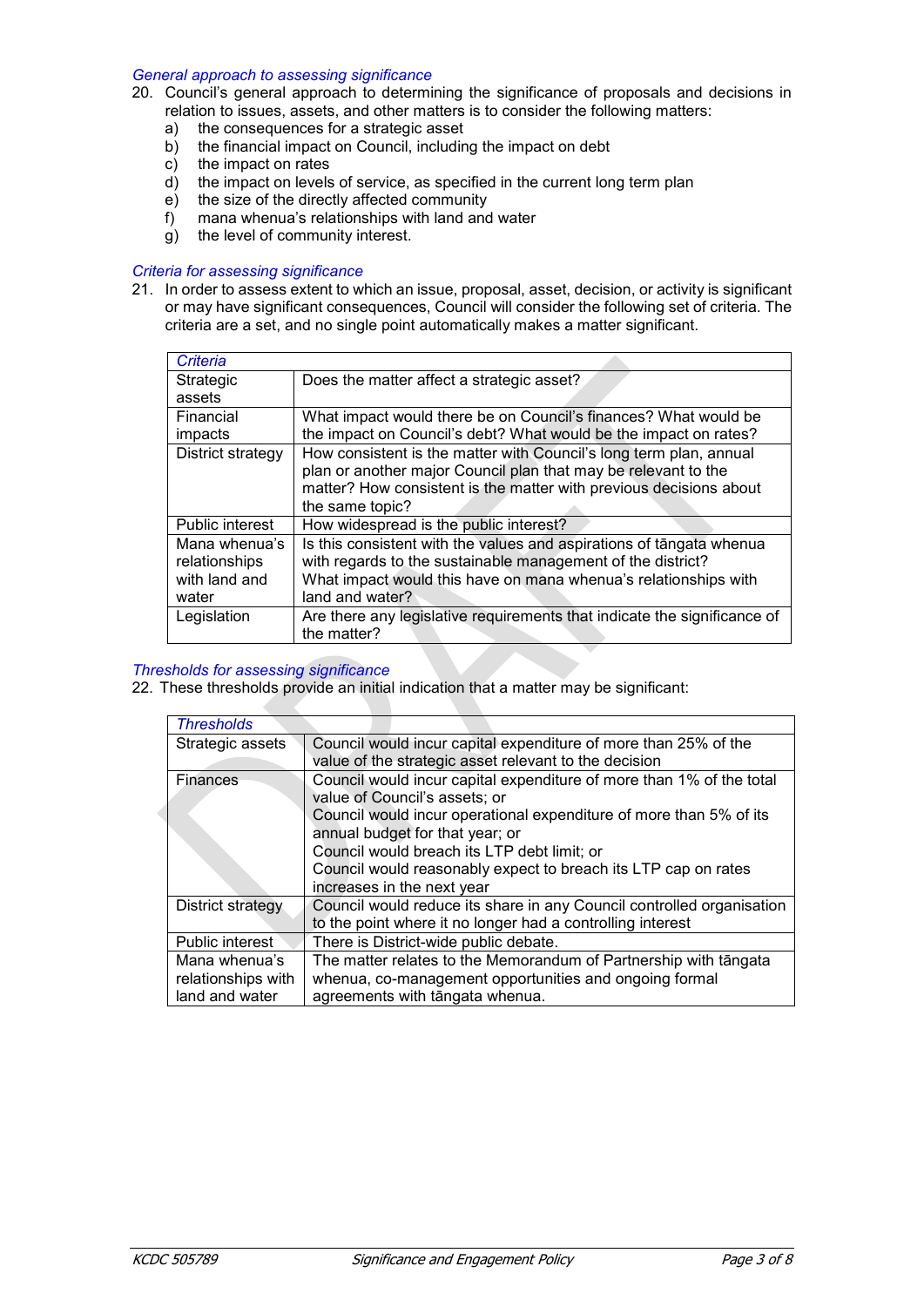### *General approach to assessing significance*

20. Council's general approach to determining the significance of proposals and decisions in relation to issues, assets, and other matters is to consider the following matters:
    a) the consequences for a strategic asset
    b) the financial impact on Council, including the impact on debt
    c) the impact on rates
    d) the impact on levels of service, as specified in the current long term plan
    e) the size of the directly affected community
    f) mana whenua's relationships with land and water
    g) the level of community interest.

### *Criteria for assessing significance*

21. In order to assess extent to which an issue, proposal, asset, decision, or activity is significant or may have significant consequences, Council will consider the following set of criteria. The criteria are a set, and no single point automatically makes a matter significant.

| *Criteria* | |
|---|---|
| Strategic assets | Does the matter affect a strategic asset? |
| Financial impacts | What impact would there be on Council's finances? What would be the impact on Council's debt? What would be the impact on rates? |
| District strategy | How consistent is the matter with Council's long term plan, annual plan or another major Council plan that may be relevant to the matter? How consistent is the matter with previous decisions about the same topic? |
| Public interest | How widespread is the public interest? |
| Mana whenua's relationships with land and water | Is this consistent with the values and aspirations of tāngata whenua with regards to the sustainable management of the district? What impact would this have on mana whenua's relationships with land and water? |
| Legislation | Are there any legislative requirements that indicate the significance of the matter? |

### *Thresholds for assessing significance*

22. These thresholds provide an initial indication that a matter may be significant:

| *Thresholds* | |
|---|---|
| Strategic assets | Council would incur capital expenditure of more than 25% of the value of the strategic asset relevant to the decision |
| Finances | Council would incur capital expenditure of more than 1% of the total value of Council's assets; or<br>Council would incur operational expenditure of more than 5% of its annual budget for that year; or<br>Council would breach its LTP debt limit; or<br>Council would reasonably expect to breach its LTP cap on rates increases in the next year |
| District strategy | Council would reduce its share in any Council controlled organisation to the point where it no longer had a controlling interest |
| Public interest | There is District-wide public debate. |
| Mana whenua's relationships with land and water | The matter relates to the Memorandum of Partnership with tāngata whenua, co-management opportunities and ongoing formal agreements with tāngata whenua. |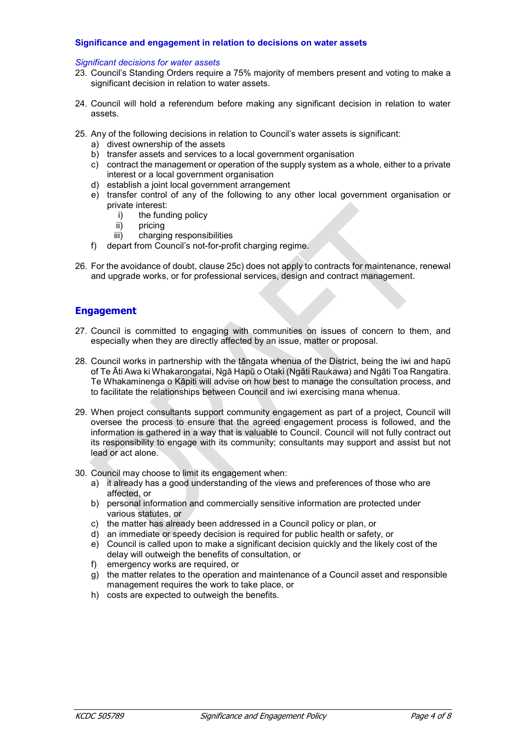### Significance and engagement in relation to decisions on water assets

*Significant decisions for water assets*

23. Council's Standing Orders require a 75% majority of members present and voting to make a significant decision in relation to water assets.

24. Council will hold a referendum before making any significant decision in relation to water assets.

25. Any of the following decisions in relation to Council's water assets is significant:
    a) divest ownership of the assets
    b) transfer assets and services to a local government organisation
    c) contract the management or operation of the supply system as a whole, either to a private interest or a local government organisation
    d) establish a joint local government arrangement
    e) transfer control of any of the following to any other local government organisation or private interest:
        i) the funding policy
        ii) pricing
        iii) charging responsibilities
    f) depart from Council's not-for-profit charging regime.

26. For the avoidance of doubt, clause 25c) does not apply to contracts for maintenance, renewal and upgrade works, or for professional services, design and contract management.

## Engagement

27. Council is committed to engaging with communities on issues of concern to them, and especially when they are directly affected by an issue, matter or proposal.

28. Council works in partnership with the tāngata whenua of the District, being the iwi and hapū of Te Āti Awa ki Whakarongatai, Ngā Hapū o Otaki (Ngāti Raukawa) and Ngāti Toa Rangatira. Te Whakaminenga o Kāpiti will advise on how best to manage the consultation process, and to facilitate the relationships between Council and iwi exercising mana whenua.

29. When project consultants support community engagement as part of a project, Council will oversee the process to ensure that the agreed engagement process is followed, and the information is gathered in a way that is valuable to Council. Council will not fully contract out its responsibility to engage with its community; consultants may support and assist but not lead or act alone.

30. Council may choose to limit its engagement when:
    a) it already has a good understanding of the views and preferences of those who are affected, or
    b) personal information and commercially sensitive information are protected under various statutes, or
    c) the matter has already been addressed in a Council policy or plan, or
    d) an immediate or speedy decision is required for public health or safety, or
    e) Council is called upon to make a significant decision quickly and the likely cost of the delay will outweigh the benefits of consultation, or
    f) emergency works are required, or
    g) the matter relates to the operation and maintenance of a Council asset and responsible management requires the work to take place, or
    h) costs are expected to outweigh the benefits.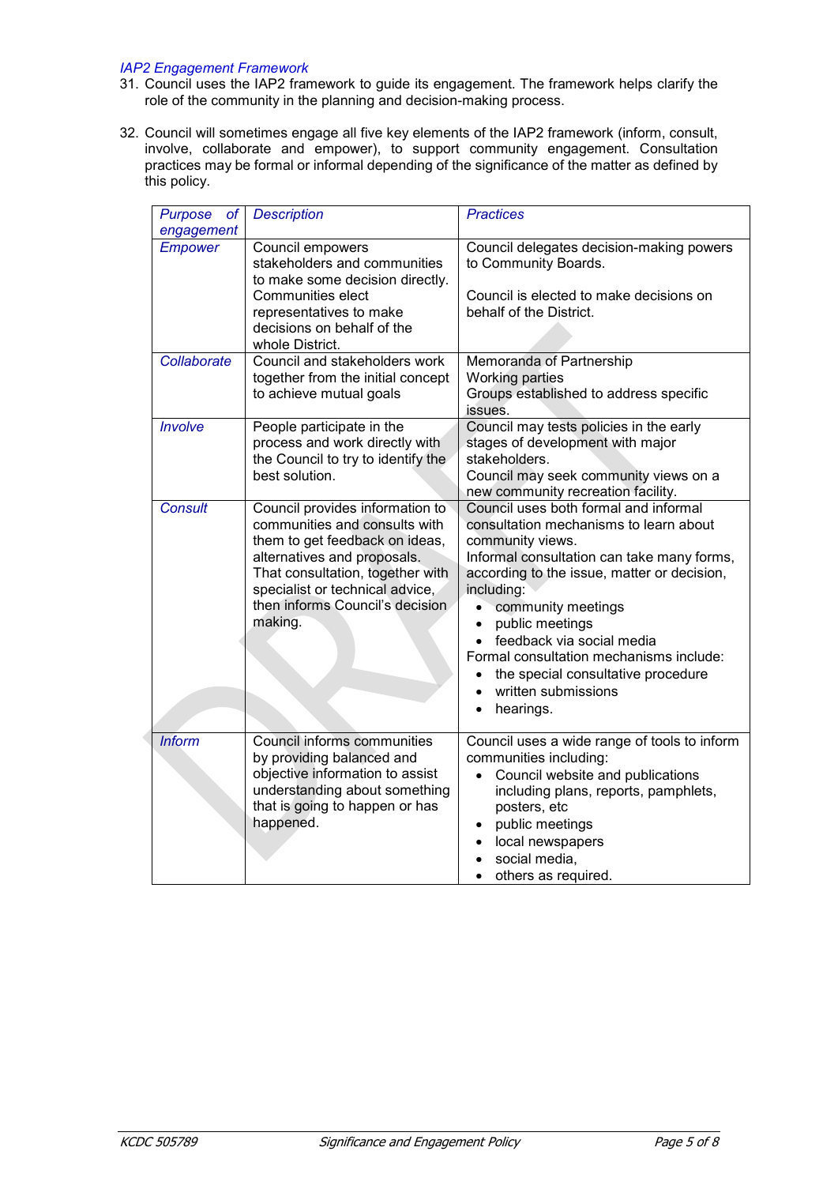*IAP2 Engagement Framework*

31. Council uses the IAP2 framework to guide its engagement. The framework helps clarify the role of the community in the planning and decision-making process.

32. Council will sometimes engage all five key elements of the IAP2 framework (inform, consult, involve, collaborate and empower), to support community engagement. Consultation practices may be formal or informal depending of the significance of the matter as defined by this policy.

| *Purpose of engagement* | *Description* | *Practices* |
|---|---|---|
| *Empower* | Council empowers stakeholders and communities to make some decision directly. Communities elect representatives to make decisions on behalf of the whole District. | Council delegates decision-making powers to Community Boards.<br><br>Council is elected to make decisions on behalf of the District. |
| *Collaborate* | Council and stakeholders work together from the initial concept to achieve mutual goals | Memoranda of Partnership<br>Working parties<br>Groups established to address specific issues. |
| *Involve* | People participate in the process and work directly with the Council to try to identify the best solution. | Council may tests policies in the early stages of development with major stakeholders.<br>Council may seek community views on a new community recreation facility. |
| *Consult* | Council provides information to communities and consults with them to get feedback on ideas, alternatives and proposals. That consultation, together with specialist or technical advice, then informs Council's decision making. | Council uses both formal and informal consultation mechanisms to learn about community views.<br>Informal consultation can take many forms, according to the issue, matter or decision, including:<br>• community meetings<br>• public meetings<br>• feedback via social media<br>Formal consultation mechanisms include:<br>• the special consultative procedure<br>• written submissions<br>• hearings. |
| *Inform* | Council informs communities by providing balanced and objective information to assist understanding about something that is going to happen or has happened. | Council uses a wide range of tools to inform communities including:<br>• Council website and publications including plans, reports, pamphlets, posters, etc<br>• public meetings<br>• local newspapers<br>• social media,<br>• others as required. |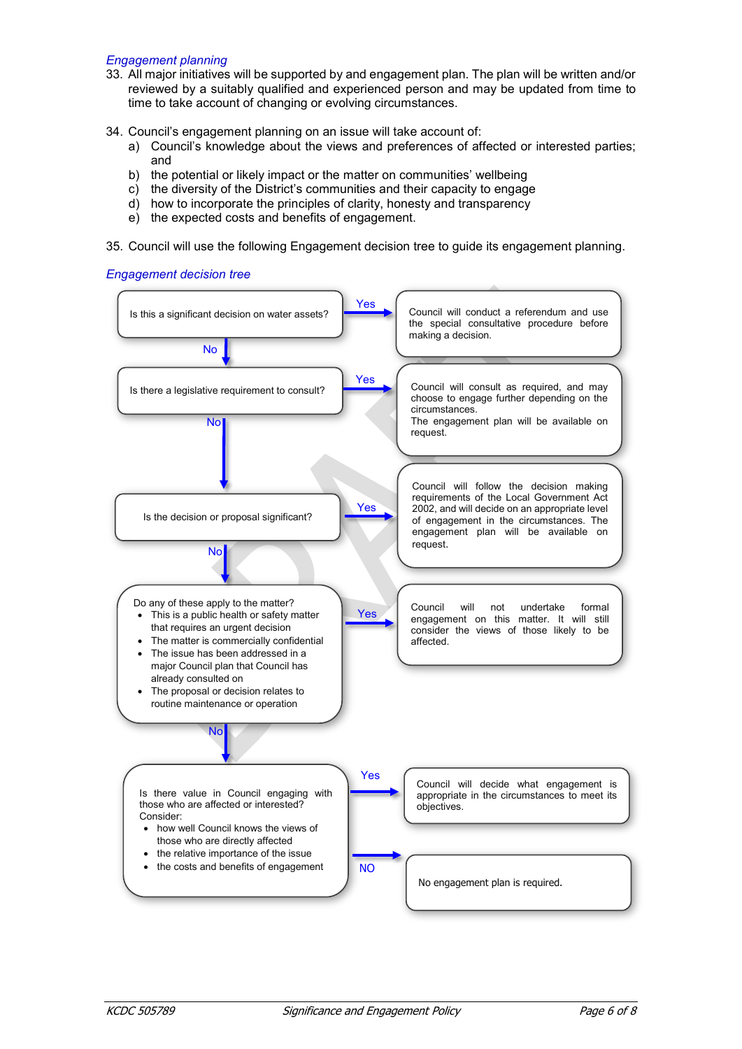*Engagement planning*

33. All major initiatives will be supported by and engagement plan. The plan will be written and/or reviewed by a suitably qualified and experienced person and may be updated from time to time to take account of changing or evolving circumstances.

34. Council's engagement planning on an issue will take account of:
    a) Council's knowledge about the views and preferences of affected or interested parties; and
    b) the potential or likely impact or the matter on communities' wellbeing
    c) the diversity of the District's communities and their capacity to engage
    d) how to incorporate the principles of clarity, honesty and transparency
    e) the expected costs and benefits of engagement.

35. Council will use the following Engagement decision tree to guide its engagement planning.

*Engagement decision tree*

Is this a significant decision on water assets?
- **Yes** → Council will conduct a referendum and use the special consultative procedure before making a decision.
- **No** ↓

Is there a legislative requirement to consult?
- **Yes** → Council will consult as required, and may choose to engage further depending on the circumstances. The engagement plan will be available on request.
- **No** ↓

Is the decision or proposal significant?
- **Yes** → Council will follow the decision making requirements of the Local Government Act 2002, and will decide on an appropriate level of engagement in the circumstances. The engagement plan will be available on request.
- **No** ↓

Do any of these apply to the matter?
- This is a public health or safety matter that requires an urgent decision
- The matter is commercially confidential
- The issue has been addressed in a major Council plan that Council has already consulted on
- The proposal or decision relates to routine maintenance or operation

- **Yes** → Council will not undertake formal engagement on this matter. It will still consider the views of those likely to be affected.
- **No** ↓

Is there value in Council engaging with those who are affected or interested? Consider:
- how well Council knows the views of those who are directly affected
- the relative importance of the issue
- the costs and benefits of engagement

- **Yes** → Council will decide what engagement is appropriate in the circumstances to meet its objectives.
- **NO** → No engagement plan is required.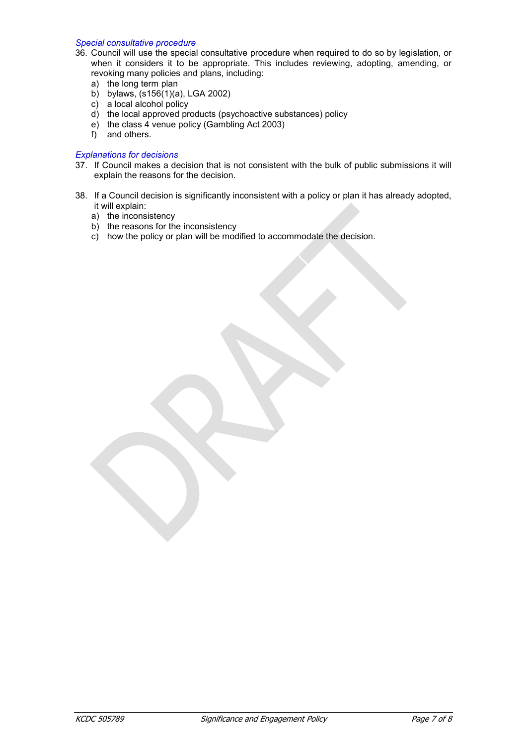*Special consultative procedure*

36. Council will use the special consultative procedure when required to do so by legislation, or when it considers it to be appropriate. This includes reviewing, adopting, amending, or revoking many policies and plans, including:
    a) the long term plan
    b) bylaws, (s156(1)(a), LGA 2002)
    c) a local alcohol policy
    d) the local approved products (psychoactive substances) policy
    e) the class 4 venue policy (Gambling Act 2003)
    f) and others.

*Explanations for decisions*

37. If Council makes a decision that is not consistent with the bulk of public submissions it will explain the reasons for the decision.

38. If a Council decision is significantly inconsistent with a policy or plan it has already adopted, it will explain:
    a) the inconsistency
    b) the reasons for the inconsistency
    c) how the policy or plan will be modified to accommodate the decision.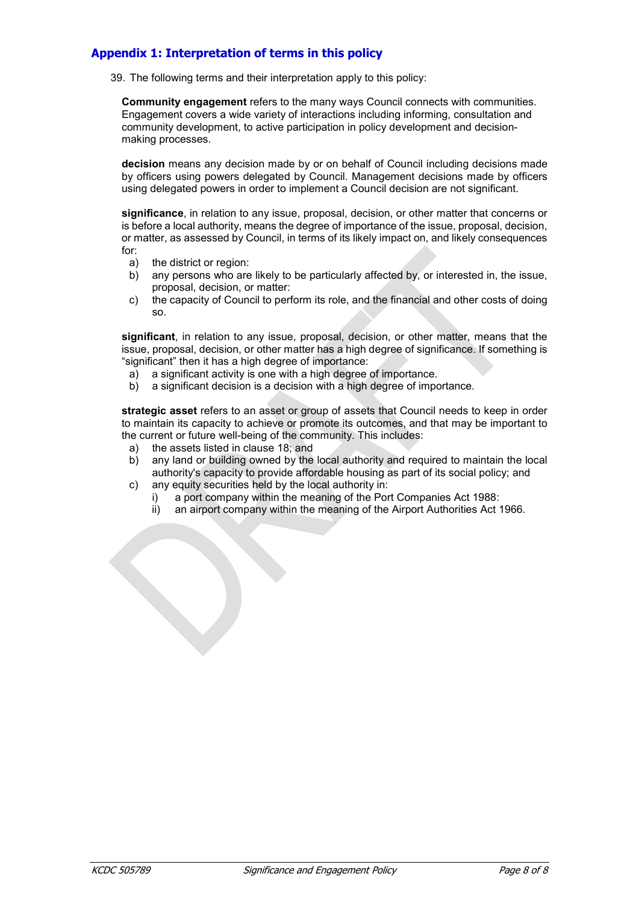## Appendix 1: Interpretation of terms in this policy

39. The following terms and their interpretation apply to this policy:

**Community engagement** refers to the many ways Council connects with communities. Engagement covers a wide variety of interactions including informing, consultation and community development, to active participation in policy development and decision-making processes.

**decision** means any decision made by or on behalf of Council including decisions made by officers using powers delegated by Council. Management decisions made by officers using delegated powers in order to implement a Council decision are not significant.

**significance**, in relation to any issue, proposal, decision, or other matter that concerns or is before a local authority, means the degree of importance of the issue, proposal, decision, or matter, as assessed by Council, in terms of its likely impact on, and likely consequences for:

a) the district or region:
b) any persons who are likely to be particularly affected by, or interested in, the issue, proposal, decision, or matter:
c) the capacity of Council to perform its role, and the financial and other costs of doing so.

**significant**, in relation to any issue, proposal, decision, or other matter, means that the issue, proposal, decision, or other matter has a high degree of significance. If something is "significant" then it has a high degree of importance:

a) a significant activity is one with a high degree of importance.
b) a significant decision is a decision with a high degree of importance.

**strategic asset** refers to an asset or group of assets that Council needs to keep in order to maintain its capacity to achieve or promote its outcomes, and that may be important to the current or future well-being of the community. This includes:

a) the assets listed in clause 18; and
b) any land or building owned by the local authority and required to maintain the local authority's capacity to provide affordable housing as part of its social policy; and
c) any equity securities held by the local authority in:
    i) a port company within the meaning of the Port Companies Act 1988:
    ii) an airport company within the meaning of the Airport Authorities Act 1966.